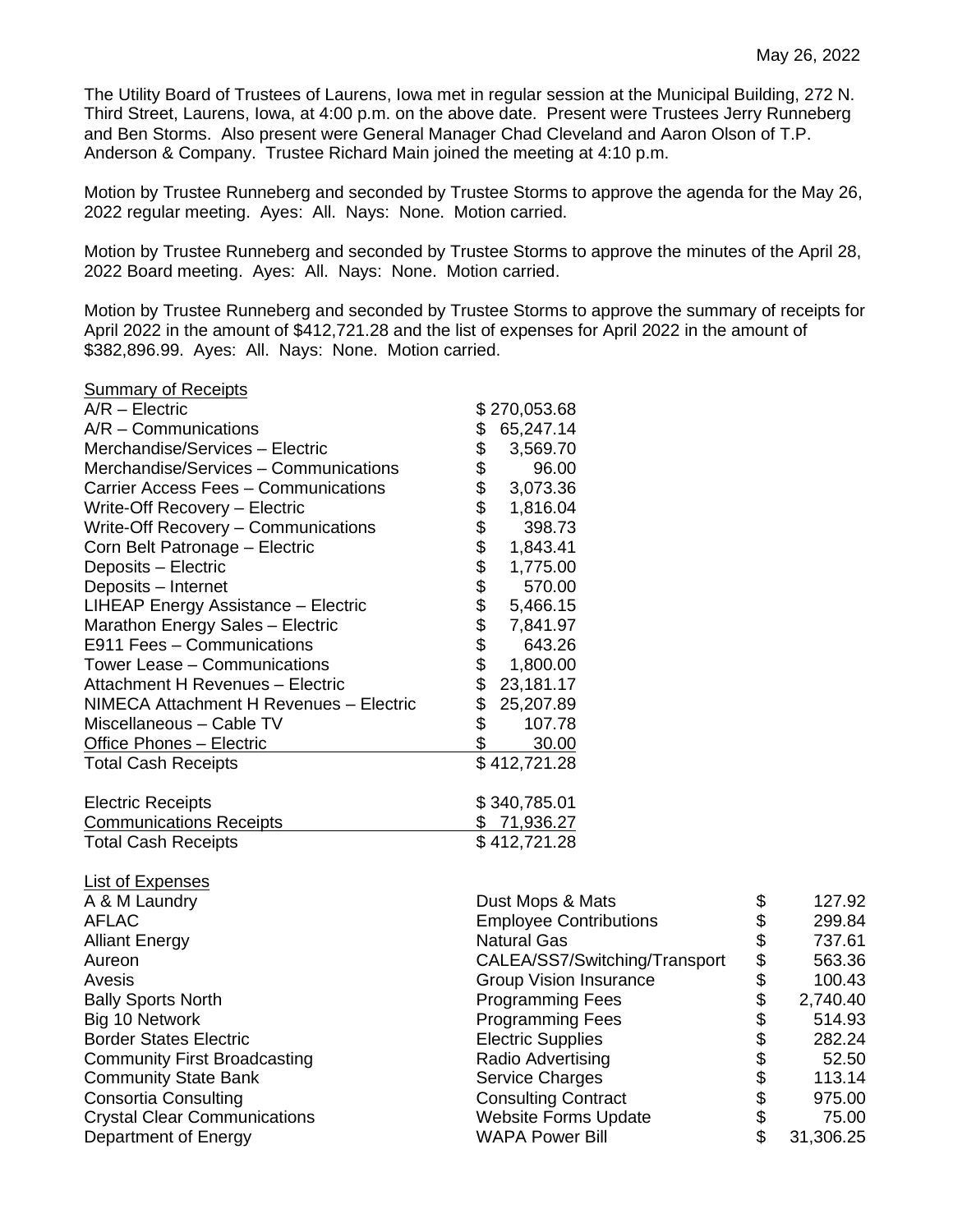May 26, 2022

The Utility Board of Trustees of Laurens, Iowa met in regular session at the Municipal Building, 272 N. Third Street, Laurens, Iowa, at 4:00 p.m. on the above date. Present were Trustees Jerry Runneberg and Ben Storms. Also present were General Manager Chad Cleveland and Aaron Olson of T.P. Anderson & Company. Trustee Richard Main joined the meeting at 4:10 p.m.

Motion by Trustee Runneberg and seconded by Trustee Storms to approve the agenda for the May 26, 2022 regular meeting. Ayes: All. Nays: None. Motion carried.

Motion by Trustee Runneberg and seconded by Trustee Storms to approve the minutes of the April 28, 2022 Board meeting. Ayes: All. Nays: None. Motion carried.

Motion by Trustee Runneberg and seconded by Trustee Storms to approve the summary of receipts for April 2022 in the amount of $412,721.28 and the list of expenses for April 2022 in the amount of $382,896.99. Ayes: All. Nays: None. Motion carried.

| Summary of Receipts | |
|---|---|
| A/R – Electric | $ 270,053.68 |
| A/R – Communications | $ 65,247.14 |
| Merchandise/Services – Electric | $ 3,569.70 |
| Merchandise/Services – Communications | $ 96.00 |
| Carrier Access Fees – Communications | $ 3,073.36 |
| Write-Off Recovery – Electric | $ 1,816.04 |
| Write-Off Recovery – Communications | $ 398.73 |
| Corn Belt Patronage – Electric | $ 1,843.41 |
| Deposits – Electric | $ 1,775.00 |
| Deposits – Internet | $ 570.00 |
| LIHEAP Energy Assistance – Electric | $ 5,466.15 |
| Marathon Energy Sales – Electric | $ 7,841.97 |
| E911 Fees – Communications | $ 643.26 |
| Tower Lease – Communications | $ 1,800.00 |
| Attachment H Revenues – Electric | $ 23,181.17 |
| NIMECA Attachment H Revenues – Electric | $ 25,207.89 |
| Miscellaneous – Cable TV | $ 107.78 |
| Office Phones – Electric | $ 30.00 |
| Total Cash Receipts | $ 412,721.28 |
| | |
| Electric Receipts | $ 340,785.01 |
| Communications Receipts | $ 71,936.27 |
| Total Cash Receipts | $ 412,721.28 |

| List of Expenses | | |
|---|---|---|
| A & M Laundry | Dust Mops & Mats | $ 127.92 |
| AFLAC | Employee Contributions | $ 299.84 |
| Alliant Energy | Natural Gas | $ 737.61 |
| Aureon | CALEA/SS7/Switching/Transport | $ 563.36 |
| Avesis | Group Vision Insurance | $ 100.43 |
| Bally Sports North | Programming Fees | $ 2,740.40 |
| Big 10 Network | Programming Fees | $ 514.93 |
| Border States Electric | Electric Supplies | $ 282.24 |
| Community First Broadcasting | Radio Advertising | $ 52.50 |
| Community State Bank | Service Charges | $ 113.14 |
| Consortia Consulting | Consulting Contract | $ 975.00 |
| Crystal Clear Communications | Website Forms Update | $ 75.00 |
| Department of Energy | WAPA Power Bill | $ 31,306.25 |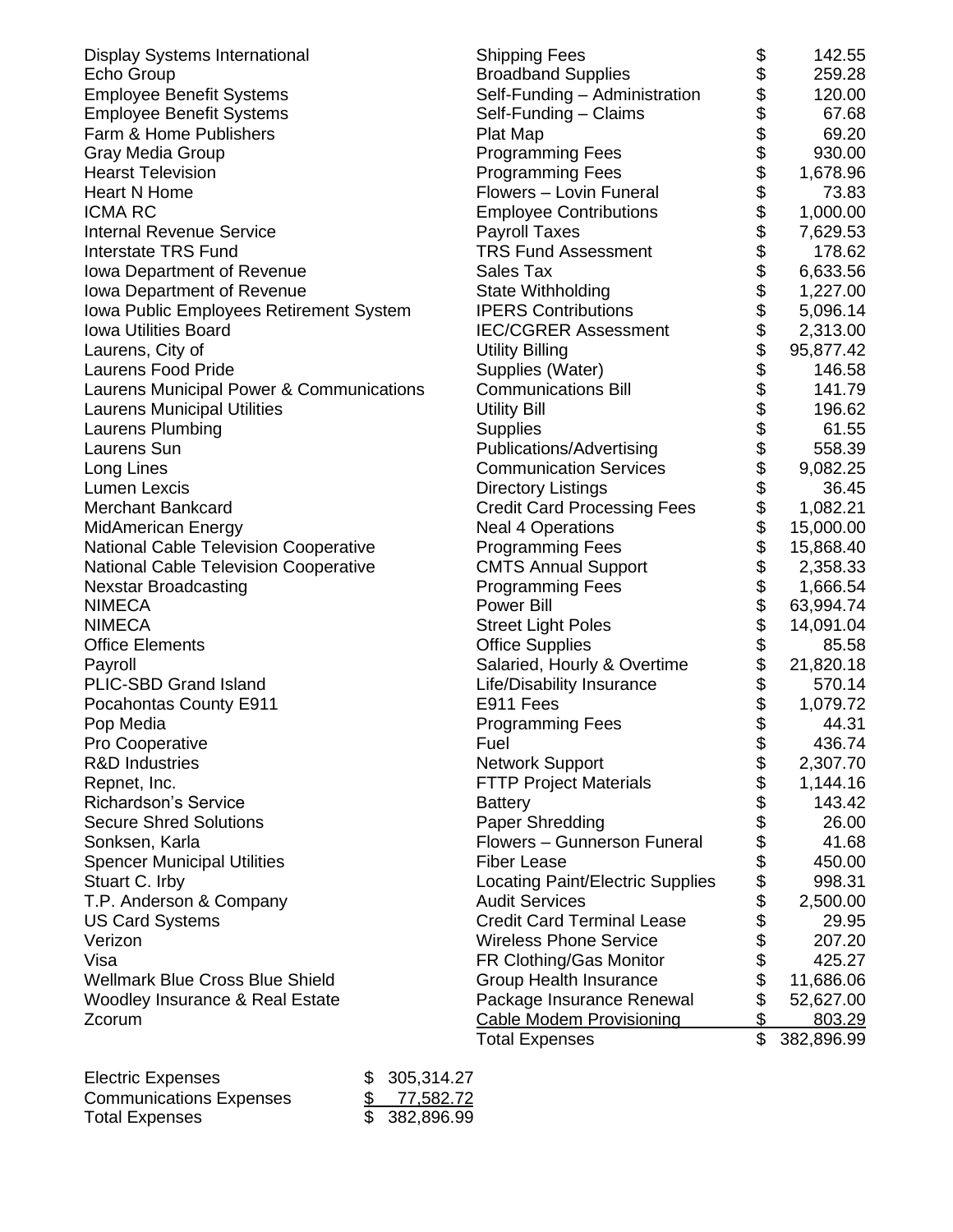| Vendor | Description | Amount |
|---|---|---|
| Display Systems International | Shipping Fees | $ 142.55 |
| Echo Group | Broadband Supplies | $ 259.28 |
| Employee Benefit Systems | Self-Funding – Administration | $ 120.00 |
| Employee Benefit Systems | Self-Funding – Claims | $ 67.68 |
| Farm & Home Publishers | Plat Map | $ 69.20 |
| Gray Media Group | Programming Fees | $ 930.00 |
| Hearst Television | Programming Fees | $ 1,678.96 |
| Heart N Home | Flowers – Lovin Funeral | $ 73.83 |
| ICMA RC | Employee Contributions | $ 1,000.00 |
| Internal Revenue Service | Payroll Taxes | $ 7,629.53 |
| Interstate TRS Fund | TRS Fund Assessment | $ 178.62 |
| Iowa Department of Revenue | Sales Tax | $ 6,633.56 |
| Iowa Department of Revenue | State Withholding | $ 1,227.00 |
| Iowa Public Employees Retirement System | IPERS Contributions | $ 5,096.14 |
| Iowa Utilities Board | IEC/CGRER Assessment | $ 2,313.00 |
| Laurens, City of | Utility Billing | $ 95,877.42 |
| Laurens Food Pride | Supplies (Water) | $ 146.58 |
| Laurens Municipal Power & Communications | Communications Bill | $ 141.79 |
| Laurens Municipal Utilities | Utility Bill | $ 196.62 |
| Laurens Plumbing | Supplies | $ 61.55 |
| Laurens Sun | Publications/Advertising | $ 558.39 |
| Long Lines | Communication Services | $ 9,082.25 |
| Lumen Lexcis | Directory Listings | $ 36.45 |
| Merchant Bankcard | Credit Card Processing Fees | $ 1,082.21 |
| MidAmerican Energy | Neal 4 Operations | $ 15,000.00 |
| National Cable Television Cooperative | Programming Fees | $ 15,868.40 |
| National Cable Television Cooperative | CMTS Annual Support | $ 2,358.33 |
| Nexstar Broadcasting | Programming Fees | $ 1,666.54 |
| NIMECA | Power Bill | $ 63,994.74 |
| NIMECA | Street Light Poles | $ 14,091.04 |
| Office Elements | Office Supplies | $ 85.58 |
| Payroll | Salaried, Hourly & Overtime | $ 21,820.18 |
| PLIC-SBD Grand Island | Life/Disability Insurance | $ 570.14 |
| Pocahontas County E911 | E911 Fees | $ 1,079.72 |
| Pop Media | Programming Fees | $ 44.31 |
| Pro Cooperative | Fuel | $ 436.74 |
| R&D Industries | Network Support | $ 2,307.70 |
| Repnet, Inc. | FTTP Project Materials | $ 1,144.16 |
| Richardson's Service | Battery | $ 143.42 |
| Secure Shred Solutions | Paper Shredding | $ 26.00 |
| Sonksen, Karla | Flowers – Gunnerson Funeral | $ 41.68 |
| Spencer Municipal Utilities | Fiber Lease | $ 450.00 |
| Stuart C. Irby | Locating Paint/Electric Supplies | $ 998.31 |
| T.P. Anderson & Company | Audit Services | $ 2,500.00 |
| US Card Systems | Credit Card Terminal Lease | $ 29.95 |
| Verizon | Wireless Phone Service | $ 207.20 |
| Visa | FR Clothing/Gas Monitor | $ 425.27 |
| Wellmark Blue Cross Blue Shield | Group Health Insurance | $ 11,686.06 |
| Woodley Insurance & Real Estate | Package Insurance Renewal | $ 52,627.00 |
| Zcorum | Cable Modem Provisioning | $ 803.29 |
| | Total Expenses | $ 382,896.99 |

| | |
|---|---|
| Electric Expenses | $ 305,314.27 |
| Communications Expenses | $ 77,582.72 |
| Total Expenses | $ 382,896.99 |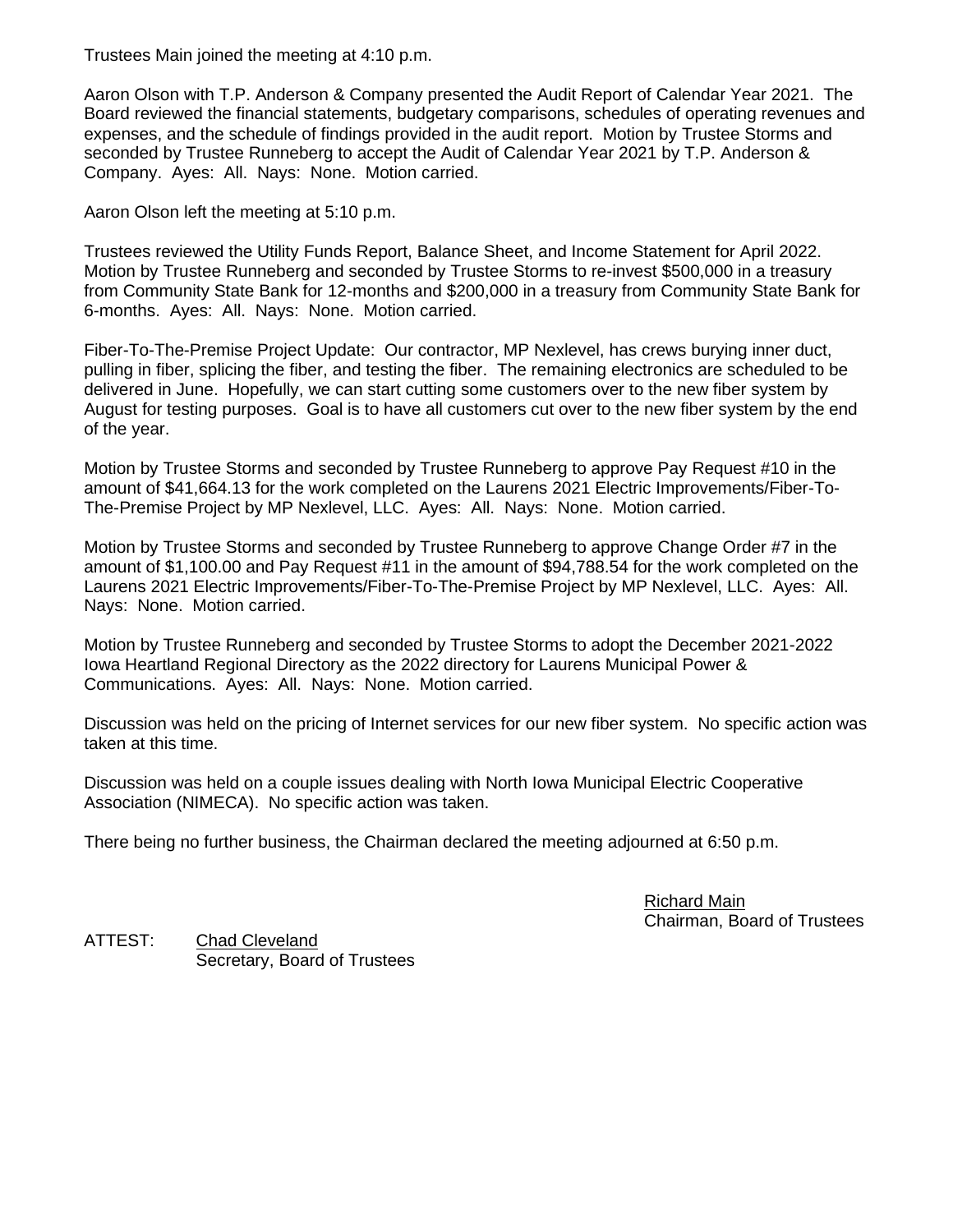Trustees Main joined the meeting at 4:10 p.m.

Aaron Olson with T.P. Anderson & Company presented the Audit Report of Calendar Year 2021. The Board reviewed the financial statements, budgetary comparisons, schedules of operating revenues and expenses, and the schedule of findings provided in the audit report. Motion by Trustee Storms and seconded by Trustee Runneberg to accept the Audit of Calendar Year 2021 by T.P. Anderson & Company. Ayes: All. Nays: None. Motion carried.

Aaron Olson left the meeting at 5:10 p.m.

Trustees reviewed the Utility Funds Report, Balance Sheet, and Income Statement for April 2022. Motion by Trustee Runneberg and seconded by Trustee Storms to re-invest $500,000 in a treasury from Community State Bank for 12-months and $200,000 in a treasury from Community State Bank for 6-months. Ayes: All. Nays: None. Motion carried.

Fiber-To-The-Premise Project Update: Our contractor, MP Nexlevel, has crews burying inner duct, pulling in fiber, splicing the fiber, and testing the fiber. The remaining electronics are scheduled to be delivered in June. Hopefully, we can start cutting some customers over to the new fiber system by August for testing purposes. Goal is to have all customers cut over to the new fiber system by the end of the year.

Motion by Trustee Storms and seconded by Trustee Runneberg to approve Pay Request #10 in the amount of $41,664.13 for the work completed on the Laurens 2021 Electric Improvements/Fiber-To-The-Premise Project by MP Nexlevel, LLC. Ayes: All. Nays: None. Motion carried.

Motion by Trustee Storms and seconded by Trustee Runneberg to approve Change Order #7 in the amount of $1,100.00 and Pay Request #11 in the amount of $94,788.54 for the work completed on the Laurens 2021 Electric Improvements/Fiber-To-The-Premise Project by MP Nexlevel, LLC. Ayes: All. Nays: None. Motion carried.

Motion by Trustee Runneberg and seconded by Trustee Storms to adopt the December 2021-2022 Iowa Heartland Regional Directory as the 2022 directory for Laurens Municipal Power & Communications. Ayes: All. Nays: None. Motion carried.

Discussion was held on the pricing of Internet services for our new fiber system. No specific action was taken at this time.

Discussion was held on a couple issues dealing with North Iowa Municipal Electric Cooperative Association (NIMECA). No specific action was taken.

There being no further business, the Chairman declared the meeting adjourned at 6:50 p.m.

Richard Main
Chairman, Board of Trustees

ATTEST: Chad Cleveland
Secretary, Board of Trustees